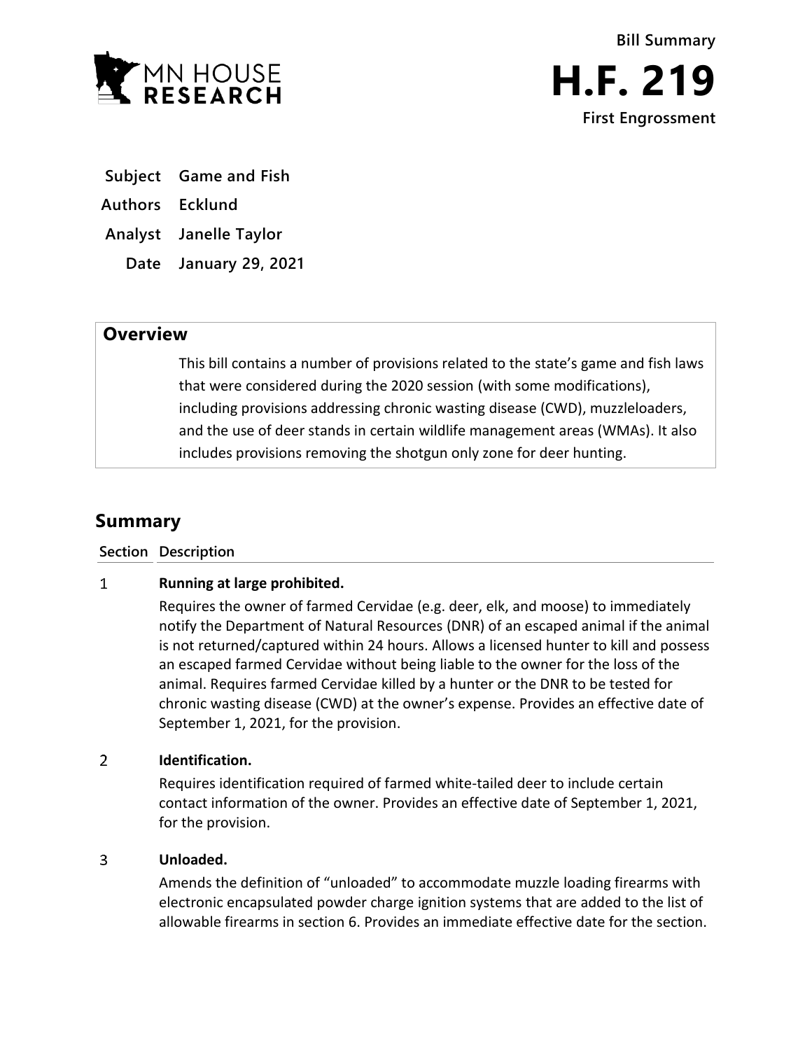**Bill Summary**

# H.F. 219

**First Engrossment**

| | |
|---|---|
| **Subject** | **Game and Fish** |
| **Authors** | **Ecklund** |
| **Analyst** | **Janelle Taylor** |
| **Date** | **January 29, 2021** |

## Overview

This bill contains a number of provisions related to the state's game and fish laws that were considered during the 2020 session (with some modifications), including provisions addressing chronic wasting disease (CWD), muzzleloaders, and the use of deer stands in certain wildlife management areas (WMAs). It also includes provisions removing the shotgun only zone for deer hunting.

## Summary

| Section | Description |
|---|---|
| 1 | **Running at large prohibited.**<br>Requires the owner of farmed Cervidae (e.g. deer, elk, and moose) to immediately notify the Department of Natural Resources (DNR) of an escaped animal if the animal is not returned/captured within 24 hours. Allows a licensed hunter to kill and possess an escaped farmed Cervidae without being liable to the owner for the loss of the animal. Requires farmed Cervidae killed by a hunter or the DNR to be tested for chronic wasting disease (CWD) at the owner's expense. Provides an effective date of September 1, 2021, for the provision. |
| 2 | **Identification.**<br>Requires identification required of farmed white-tailed deer to include certain contact information of the owner. Provides an effective date of September 1, 2021, for the provision. |
| 3 | **Unloaded.**<br>Amends the definition of "unloaded" to accommodate muzzle loading firearms with electronic encapsulated powder charge ignition systems that are added to the list of allowable firearms in section 6. Provides an immediate effective date for the section. |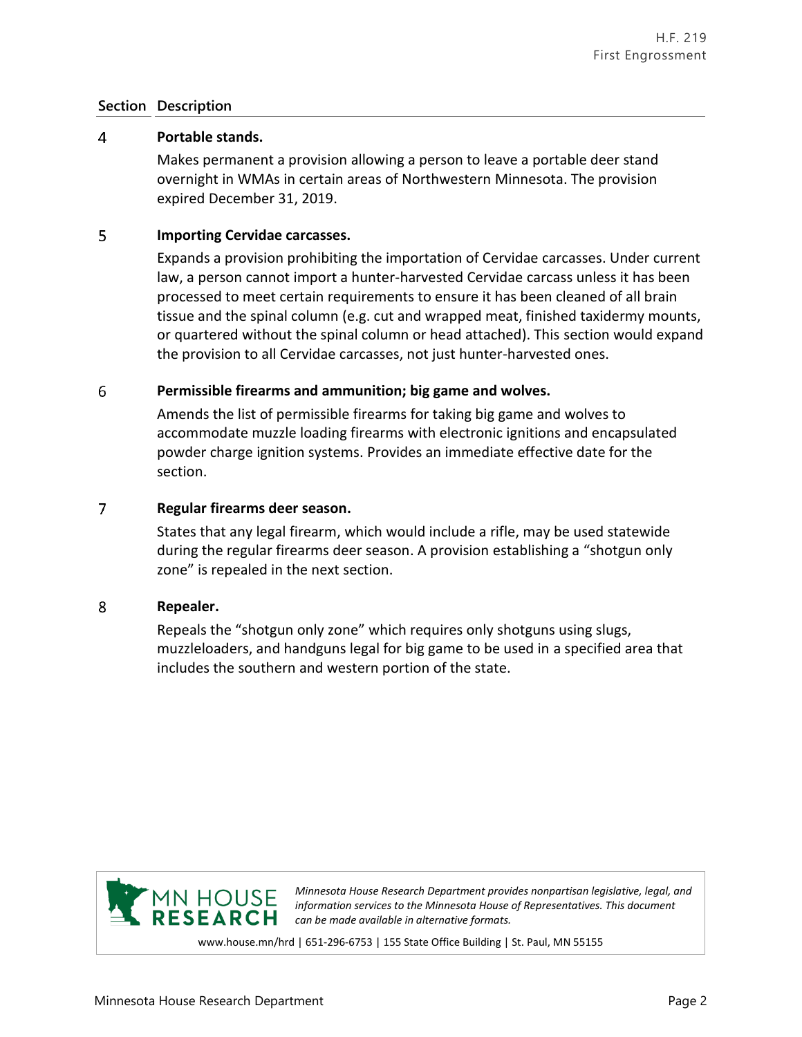| Section | Description |
|---|---|
| 4 | **Portable stands.** Makes permanent a provision allowing a person to leave a portable deer stand overnight in WMAs in certain areas of Northwestern Minnesota. The provision expired December 31, 2019. |
| 5 | **Importing Cervidae carcasses.** Expands a provision prohibiting the importation of Cervidae carcasses. Under current law, a person cannot import a hunter-harvested Cervidae carcass unless it has been processed to meet certain requirements to ensure it has been cleaned of all brain tissue and the spinal column (e.g. cut and wrapped meat, finished taxidermy mounts, or quartered without the spinal column or head attached). This section would expand the provision to all Cervidae carcasses, not just hunter-harvested ones. |
| 6 | **Permissible firearms and ammunition; big game and wolves.** Amends the list of permissible firearms for taking big game and wolves to accommodate muzzle loading firearms with electronic ignitions and encapsulated powder charge ignition systems. Provides an immediate effective date for the section. |
| 7 | **Regular firearms deer season.** States that any legal firearm, which would include a rifle, may be used statewide during the regular firearms deer season. A provision establishing a "shotgun only zone" is repealed in the next section. |
| 8 | **Repealer.** Repeals the "shotgun only zone" which requires only shotguns using slugs, muzzleloaders, and handguns legal for big game to be used in a specified area that includes the southern and western portion of the state. |

*Minnesota House Research Department provides nonpartisan legislative, legal, and information services to the Minnesota House of Representatives. This document can be made available in alternative formats.*

www.house.mn/hrd | 651-296-6753 | 155 State Office Building | St. Paul, MN 55155